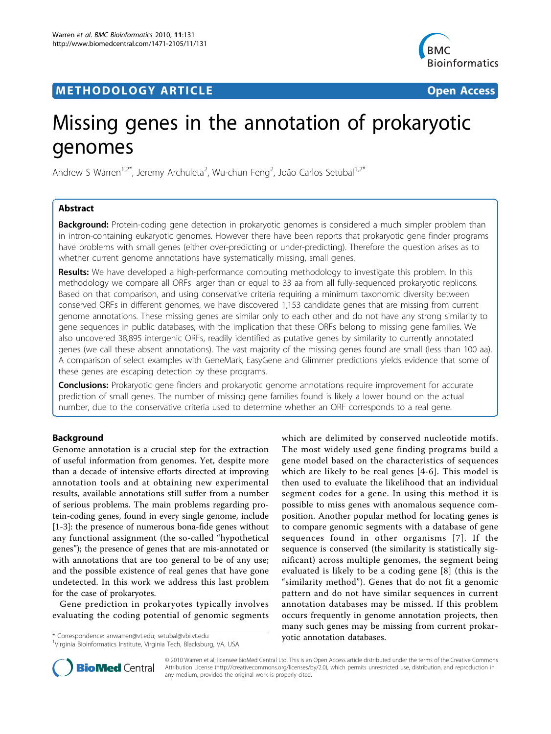METHODOLOGY ARTICLE **Open Access**

# Missing genes in the annotation of prokaryotic genomes

Andrew S Warren[1,2*], Jeremy Archuleta[2], Wu-chun Feng[2], João Carlos Setubal[1,2*]

## Abstract

**Background:** Protein-coding gene detection in prokaryotic genomes is considered a much simpler problem than in intron-containing eukaryotic genomes. However there have been reports that prokaryotic gene finder programs have problems with small genes (either over-predicting or under-predicting). Therefore the question arises as to whether current genome annotations have systematically missing, small genes.

**Results:** We have developed a high-performance computing methodology to investigate this problem. In this methodology we compare all ORFs larger than or equal to 33 aa from all fully-sequenced prokaryotic replicons. Based on that comparison, and using conservative criteria requiring a minimum taxonomic diversity between conserved ORFs in different genomes, we have discovered 1,153 candidate genes that are missing from current genome annotations. These missing genes are similar only to each other and do not have any strong similarity to gene sequences in public databases, with the implication that these ORFs belong to missing gene families. We also uncovered 38,895 intergenic ORFs, readily identified as putative genes by similarity to currently annotated genes (we call these absent annotations). The vast majority of the missing genes found are small (less than 100 aa). A comparison of select examples with GeneMark, EasyGene and Glimmer predictions yields evidence that some of these genes are escaping detection by these programs.

**Conclusions:** Prokaryotic gene finders and prokaryotic genome annotations require improvement for accurate prediction of small genes. The number of missing gene families found is likely a lower bound on the actual number, due to the conservative criteria used to determine whether an ORF corresponds to a real gene.

## Background

Genome annotation is a crucial step for the extraction of useful information from genomes. Yet, despite more than a decade of intensive efforts directed at improving annotation tools and at obtaining new experimental results, available annotations still suffer from a number of serious problems. The main problems regarding protein-coding genes, found in every single genome, include [1-3]: the presence of numerous bona-fide genes without any functional assignment (the so-called "hypothetical genes"); the presence of genes that are mis-annotated or with annotations that are too general to be of any use; and the possible existence of real genes that have gone undetected. In this work we address this last problem for the case of prokaryotes.

Gene prediction in prokaryotes typically involves evaluating the coding potential of genomic segments which are delimited by conserved nucleotide motifs. The most widely used gene finding programs build a gene model based on the characteristics of sequences which are likely to be real genes [4-6]. This model is then used to evaluate the likelihood that an individual segment codes for a gene. In using this method it is possible to miss genes with anomalous sequence composition. Another popular method for locating genes is to compare genomic segments with a database of gene sequences found in other organisms [7]. If the sequence is conserved (the similarity is statistically significant) across multiple genomes, the segment being evaluated is likely to be a coding gene [8] (this is the "similarity method"). Genes that do not fit a genomic pattern and do not have similar sequences in current annotation databases may be missed. If this problem occurs frequently in genome annotation projects, then many such genes may be missing from current prokaryotic annotation databases.

\* Correspondence: anwarren@vt.edu; setubal@vbi.vt.edu
[1]Virginia Bioinformatics Institute, Virginia Tech, Blacksburg, VA, USA

© 2010 Warren et al; licensee BioMed Central Ltd. This is an Open Access article distributed under the terms of the Creative Commons Attribution License (http://creativecommons.org/licenses/by/2.0), which permits unrestricted use, distribution, and reproduction in any medium, provided the original work is properly cited.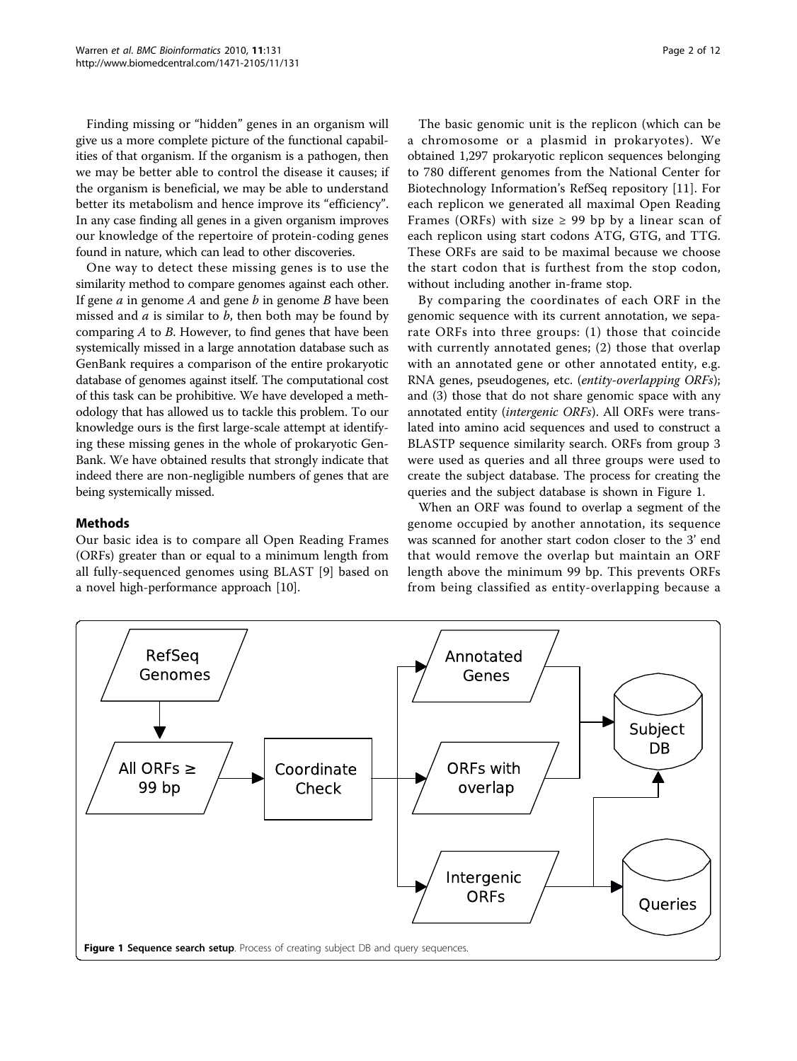Finding missing or "hidden" genes in an organism will give us a more complete picture of the functional capabilities of that organism. If the organism is a pathogen, then we may be better able to control the disease it causes; if the organism is beneficial, we may be able to understand better its metabolism and hence improve its "efficiency". In any case finding all genes in a given organism improves our knowledge of the repertoire of protein-coding genes found in nature, which can lead to other discoveries.

One way to detect these missing genes is to use the similarity method to compare genomes against each other. If gene *a* in genome *A* and gene *b* in genome *B* have been missed and *a* is similar to *b*, then both may be found by comparing *A* to *B*. However, to find genes that have been systemically missed in a large annotation database such as GenBank requires a comparison of the entire prokaryotic database of genomes against itself. The computational cost of this task can be prohibitive. We have developed a methodology that has allowed us to tackle this problem. To our knowledge ours is the first large-scale attempt at identifying these missing genes in the whole of prokaryotic GenBank. We have obtained results that strongly indicate that indeed there are non-negligible numbers of genes that are being systemically missed.

## Methods

Our basic idea is to compare all Open Reading Frames (ORFs) greater than or equal to a minimum length from all fully-sequenced genomes using BLAST [9] based on a novel high-performance approach [10].

The basic genomic unit is the replicon (which can be a chromosome or a plasmid in prokaryotes). We obtained 1,297 prokaryotic replicon sequences belonging to 780 different genomes from the National Center for Biotechnology Information's RefSeq repository [11]. For each replicon we generated all maximal Open Reading Frames (ORFs) with size ≥ 99 bp by a linear scan of each replicon using start codons ATG, GTG, and TTG. These ORFs are said to be maximal because we choose the start codon that is furthest from the stop codon, without including another in-frame stop.

By comparing the coordinates of each ORF in the genomic sequence with its current annotation, we separate ORFs into three groups: (1) those that coincide with currently annotated genes; (2) those that overlap with an annotated gene or other annotated entity, e.g. RNA genes, pseudogenes, etc. (*entity-overlapping ORFs*); and (3) those that do not share genomic space with any annotated entity (*intergenic ORFs*). All ORFs were translated into amino acid sequences and used to construct a BLASTP sequence similarity search. ORFs from group 3 were used as queries and all three groups were used to create the subject database. The process for creating the queries and the subject database is shown in Figure 1.

When an ORF was found to overlap a segment of the genome occupied by another annotation, its sequence was scanned for another start codon closer to the 3' end that would remove the overlap but maintain an ORF length above the minimum 99 bp. This prevents ORFs from being classified as entity-overlapping because a

RefSeq Genomes
All ORFs ≥ 99 bp
Coordinate Check
Annotated Genes
ORFs with overlap
Intergenic ORFs
Subject DB
Queries

**Figure 1 Sequence search setup**. Process of creating subject DB and query sequences.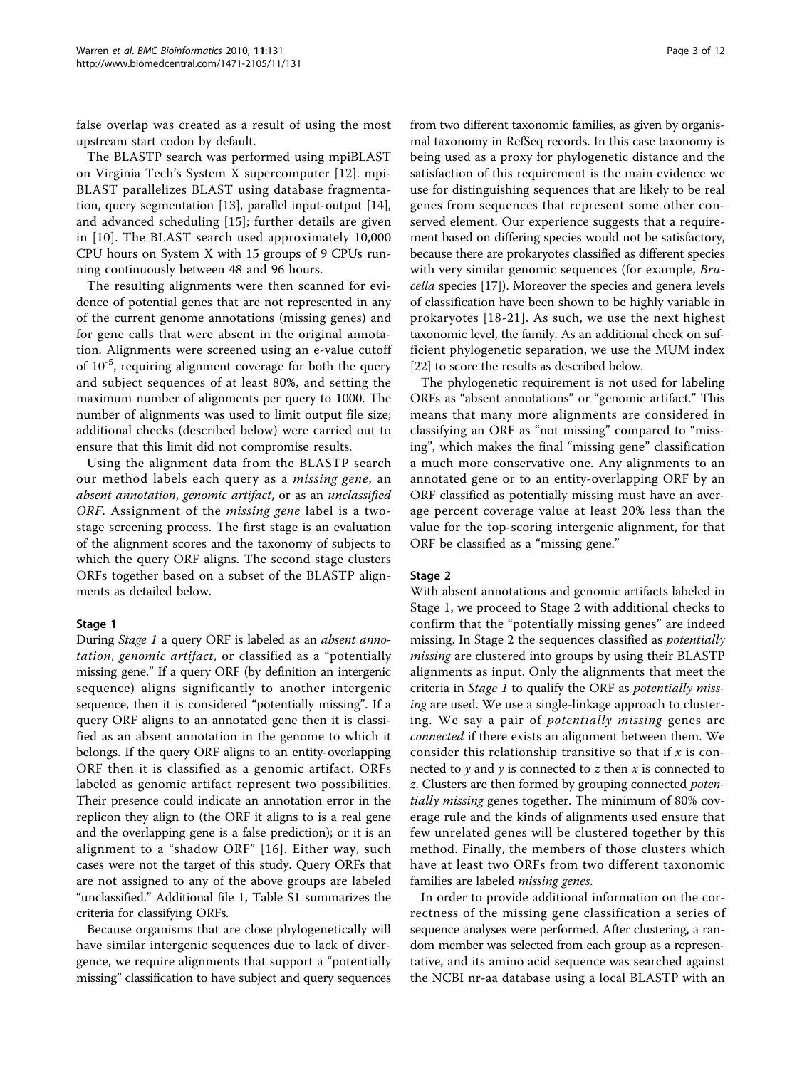false overlap was created as a result of using the most upstream start codon by default.

The BLASTP search was performed using mpiBLAST on Virginia Tech's System X supercomputer [12]. mpiBLAST parallelizes BLAST using database fragmentation, query segmentation [13], parallel input-output [14], and advanced scheduling [15]; further details are given in [10]. The BLAST search used approximately 10,000 CPU hours on System X with 15 groups of 9 CPUs running continuously between 48 and 96 hours.

The resulting alignments were then scanned for evidence of potential genes that are not represented in any of the current genome annotations (missing genes) and for gene calls that were absent in the original annotation. Alignments were screened using an e-value cutoff of $10^{-5}$, requiring alignment coverage for both the query and subject sequences of at least 80%, and setting the maximum number of alignments per query to 1000. The number of alignments was used to limit output file size; additional checks (described below) were carried out to ensure that this limit did not compromise results.

Using the alignment data from the BLASTP search our method labels each query as a *missing gene*, an *absent annotation*, *genomic artifact*, or as an *unclassified ORF*. Assignment of the *missing gene* label is a two-stage screening process. The first stage is an evaluation of the alignment scores and the taxonomy of subjects to which the query ORF aligns. The second stage clusters ORFs together based on a subset of the BLASTP alignments as detailed below.

### Stage 1

During *Stage 1* a query ORF is labeled as an *absent annotation*, *genomic artifact*, or classified as a "potentially missing gene." If a query ORF (by definition an intergenic sequence) aligns significantly to another intergenic sequence, then it is considered "potentially missing". If a query ORF aligns to an annotated gene then it is classified as an absent annotation in the genome to which it belongs. If the query ORF aligns to an entity-overlapping ORF then it is classified as a genomic artifact. ORFs labeled as genomic artifact represent two possibilities. Their presence could indicate an annotation error in the replicon they align to (the ORF it aligns to is a real gene and the overlapping gene is a false prediction); or it is an alignment to a "shadow ORF" [16]. Either way, such cases were not the target of this study. Query ORFs that are not assigned to any of the above groups are labeled "unclassified." Additional file 1, Table S1 summarizes the criteria for classifying ORFs.

Because organisms that are close phylogenetically will have similar intergenic sequences due to lack of divergence, we require alignments that support a "potentially missing" classification to have subject and query sequences from two different taxonomic families, as given by organismal taxonomy in RefSeq records. In this case taxonomy is being used as a proxy for phylogenetic distance and the satisfaction of this requirement is the main evidence we use for distinguishing sequences that are likely to be real genes from sequences that represent some other conserved element. Our experience suggests that a requirement based on differing species would not be satisfactory, because there are prokaryotes classified as different species with very similar genomic sequences (for example, *Brucella* species [17]). Moreover the species and genera levels of classification have been shown to be highly variable in prokaryotes [18-21]. As such, we use the next highest taxonomic level, the family. As an additional check on sufficient phylogenetic separation, we use the MUM index [22] to score the results as described below.

The phylogenetic requirement is not used for labeling ORFs as "absent annotations" or "genomic artifact." This means that many more alignments are considered in classifying an ORF as "not missing" compared to "missing", which makes the final "missing gene" classification a much more conservative one. Any alignments to an annotated gene or to an entity-overlapping ORF by an ORF classified as potentially missing must have an average percent coverage value at least 20% less than the value for the top-scoring intergenic alignment, for that ORF be classified as a "missing gene."

### Stage 2

With absent annotations and genomic artifacts labeled in Stage 1, we proceed to Stage 2 with additional checks to confirm that the "potentially missing genes" are indeed missing. In Stage 2 the sequences classified as *potentially missing* are clustered into groups by using their BLASTP alignments as input. Only the alignments that meet the criteria in *Stage 1* to qualify the ORF as *potentially missing* are used. We use a single-linkage approach to clustering. We say a pair of *potentially missing* genes are *connected* if there exists an alignment between them. We consider this relationship transitive so that if $x$ is connected to $y$ and $y$ is connected to $z$ then $x$ is connected to $z$. Clusters are then formed by grouping connected *potentially missing* genes together. The minimum of 80% coverage rule and the kinds of alignments used ensure that few unrelated genes will be clustered together by this method. Finally, the members of those clusters which have at least two ORFs from two different taxonomic families are labeled *missing genes*.

In order to provide additional information on the correctness of the missing gene classification a series of sequence analyses were performed. After clustering, a random member was selected from each group as a representative, and its amino acid sequence was searched against the NCBI nr-aa database using a local BLASTP with an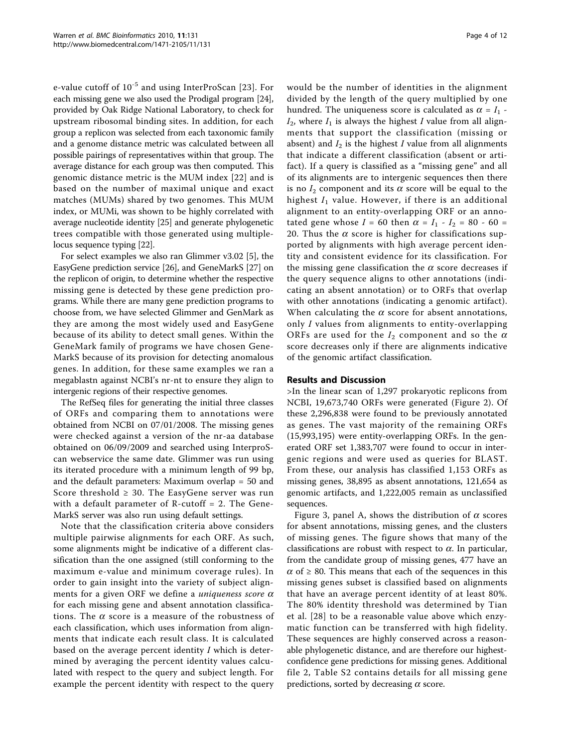e-value cutoff of $10^{-5}$ and using InterProScan [23]. For each missing gene we also used the Prodigal program [24], provided by Oak Ridge National Laboratory, to check for upstream ribosomal binding sites. In addition, for each group a replicon was selected from each taxonomic family and a genome distance metric was calculated between all possible pairings of representatives within that group. The average distance for each group was then computed. This genomic distance metric is the MUM index [22] and is based on the number of maximal unique and exact matches (MUMs) shared by two genomes. This MUM index, or MUMi, was shown to be highly correlated with average nucleotide identity [25] and generate phylogenetic trees compatible with those generated using multiple-locus sequence typing [22].

For select examples we also ran Glimmer v3.02 [5], the EasyGene prediction service [26], and GeneMarkS [27] on the replicon of origin, to determine whether the respective missing gene is detected by these gene prediction programs. While there are many gene prediction programs to choose from, we have selected Glimmer and GenMark as they are among the most widely used and EasyGene because of its ability to detect small genes. Within the GeneMark family of programs we have chosen GeneMarkS because of its provision for detecting anomalous genes. In addition, for these same examples we ran a megablastn against NCBI's nr-nt to ensure they align to intergenic regions of their respective genomes.

The RefSeq files for generating the initial three classes of ORFs and comparing them to annotations were obtained from NCBI on 07/01/2008. The missing genes were checked against a version of the nr-aa database obtained on 06/09/2009 and searched using InterproScan webservice the same date. Glimmer was run using its iterated procedure with a minimum length of 99 bp, and the default parameters: Maximum overlap = 50 and Score threshold ≥ 30. The EasyGene server was run with a default parameter of R-cutoff = 2. The GeneMarkS server was also run using default settings.

Note that the classification criteria above considers multiple pairwise alignments for each ORF. As such, some alignments might be indicative of a different classification than the one assigned (still conforming to the maximum e-value and minimum coverage rules). In order to gain insight into the variety of subject alignments for a given ORF we define a *uniqueness score* $\alpha$ for each missing gene and absent annotation classifications. The $\alpha$ score is a measure of the robustness of each classification, which uses information from alignments that indicate each result class. It is calculated based on the average percent identity $I$ which is determined by averaging the percent identity values calculated with respect to the query and subject length. For example the percent identity with respect to the query would be the number of identities in the alignment divided by the length of the query multiplied by one hundred. The uniqueness score is calculated as $\alpha = I_1 - I_2$, where $I_1$ is always the highest $I$ value from all alignments that support the classification (missing or absent) and $I_2$ is the highest $I$ value from all alignments that indicate a different classification (absent or artifact). If a query is classified as a "missing gene" and all of its alignments are to intergenic sequences then there is no $I_2$ component and its $\alpha$ score will be equal to the highest $I_1$ value. However, if there is an additional alignment to an entity-overlapping ORF or an annotated gene whose $I = 60$ then $\alpha = I_1 - I_2 = 80 - 60 = 20$. Thus the $\alpha$ score is higher for classifications supported by alignments with high average percent identity and consistent evidence for its classification. For the missing gene classification the $\alpha$ score decreases if the query sequence aligns to other annotations (indicating an absent annotation) or to ORFs that overlap with other annotations (indicating a genomic artifact). When calculating the $\alpha$ score for absent annotations, only $I$ values from alignments to entity-overlapping ORFs are used for the $I_2$ component and so the $\alpha$ score decreases only if there are alignments indicative of the genomic artifact classification.

## Results and Discussion

>In the linear scan of 1,297 prokaryotic replicons from NCBI, 19,673,740 ORFs were generated (Figure 2). Of these 2,296,838 were found to be previously annotated as genes. The vast majority of the remaining ORFs (15,993,195) were entity-overlapping ORFs. In the generated ORF set 1,383,707 were found to occur in intergenic regions and were used as queries for BLAST. From these, our analysis has classified 1,153 ORFs as missing genes, 38,895 as absent annotations, 121,654 as genomic artifacts, and 1,222,005 remain as unclassified sequences.

Figure 3, panel A, shows the distribution of $\alpha$ scores for absent annotations, missing genes, and the clusters of missing genes. The figure shows that many of the classifications are robust with respect to $\alpha$. In particular, from the candidate group of missing genes, 477 have an $\alpha$ of ≥ 80. This means that each of the sequences in this missing genes subset is classified based on alignments that have an average percent identity of at least 80%. The 80% identity threshold was determined by Tian et al. [28] to be a reasonable value above which enzymatic function can be transferred with high fidelity. These sequences are highly conserved across a reasonable phylogenetic distance, and are therefore our highest-confidence gene predictions for missing genes. Additional file 2, Table S2 contains details for all missing gene predictions, sorted by decreasing $\alpha$ score.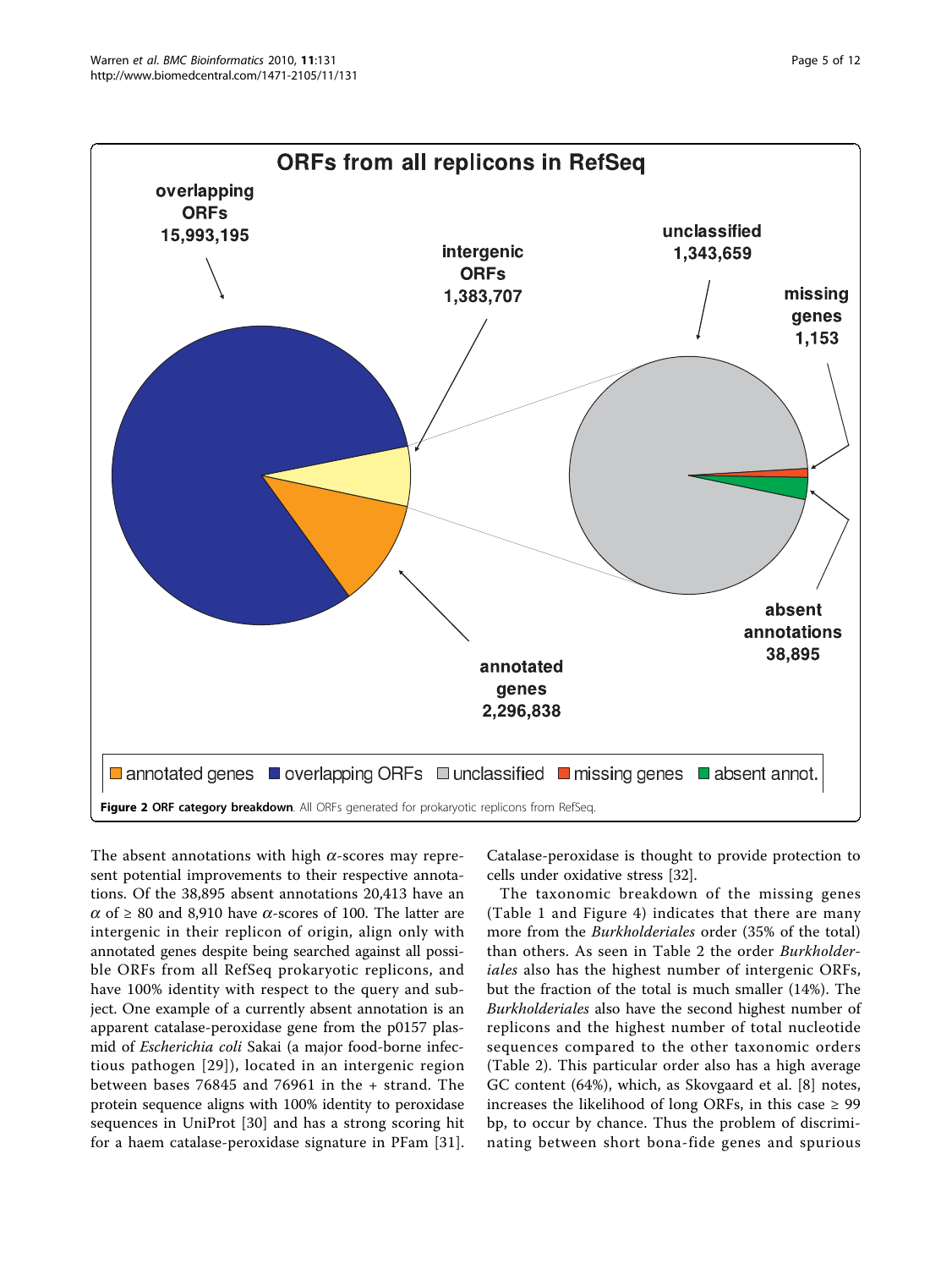ORFs from all replicons in RefSeq

overlapping ORFs 15,993,195

intergenic ORFs 1,383,707

unclassified 1,343,659

missing genes 1,153

absent annotations 38,895

annotated genes 2,296,838

annotated genes, overlapping ORFs, unclassified, missing genes, absent annot.

**Figure 2 ORF category breakdown**. All ORFs generated for prokaryotic replicons from RefSeq.

The absent annotations with high $\alpha$-scores may represent potential improvements to their respective annotations. Of the 38,895 absent annotations 20,413 have an $\alpha$ of $\geq$ 80 and 8,910 have $\alpha$-scores of 100. The latter are intergenic in their replicon of origin, align only with annotated genes despite being searched against all possible ORFs from all RefSeq prokaryotic replicons, and have 100% identity with respect to the query and subject. One example of a currently absent annotation is an apparent catalase-peroxidase gene from the p0157 plasmid of *Escherichia coli* Sakai (a major food-borne infectious pathogen [29]), located in an intergenic region between bases 76845 and 76961 in the + strand. The protein sequence aligns with 100% identity to peroxidase sequences in UniProt [30] and has a strong scoring hit for a haem catalase-peroxidase signature in PFam [31]. Catalase-peroxidase is thought to provide protection to cells under oxidative stress [32].

The taxonomic breakdown of the missing genes (Table 1 and Figure 4) indicates that there are many more from the *Burkholderiales* order (35% of the total) than others. As seen in Table 2 the order *Burkholderiales* also has the highest number of intergenic ORFs, but the fraction of the total is much smaller (14%). The *Burkholderiales* also have the second highest number of replicons and the highest number of total nucleotide sequences compared to the other taxonomic orders (Table 2). This particular order also has a high average GC content (64%), which, as Skovgaard et al. [8] notes, increases the likelihood of long ORFs, in this case $\geq$ 99 bp, to occur by chance. Thus the problem of discriminating between short bona-fide genes and spurious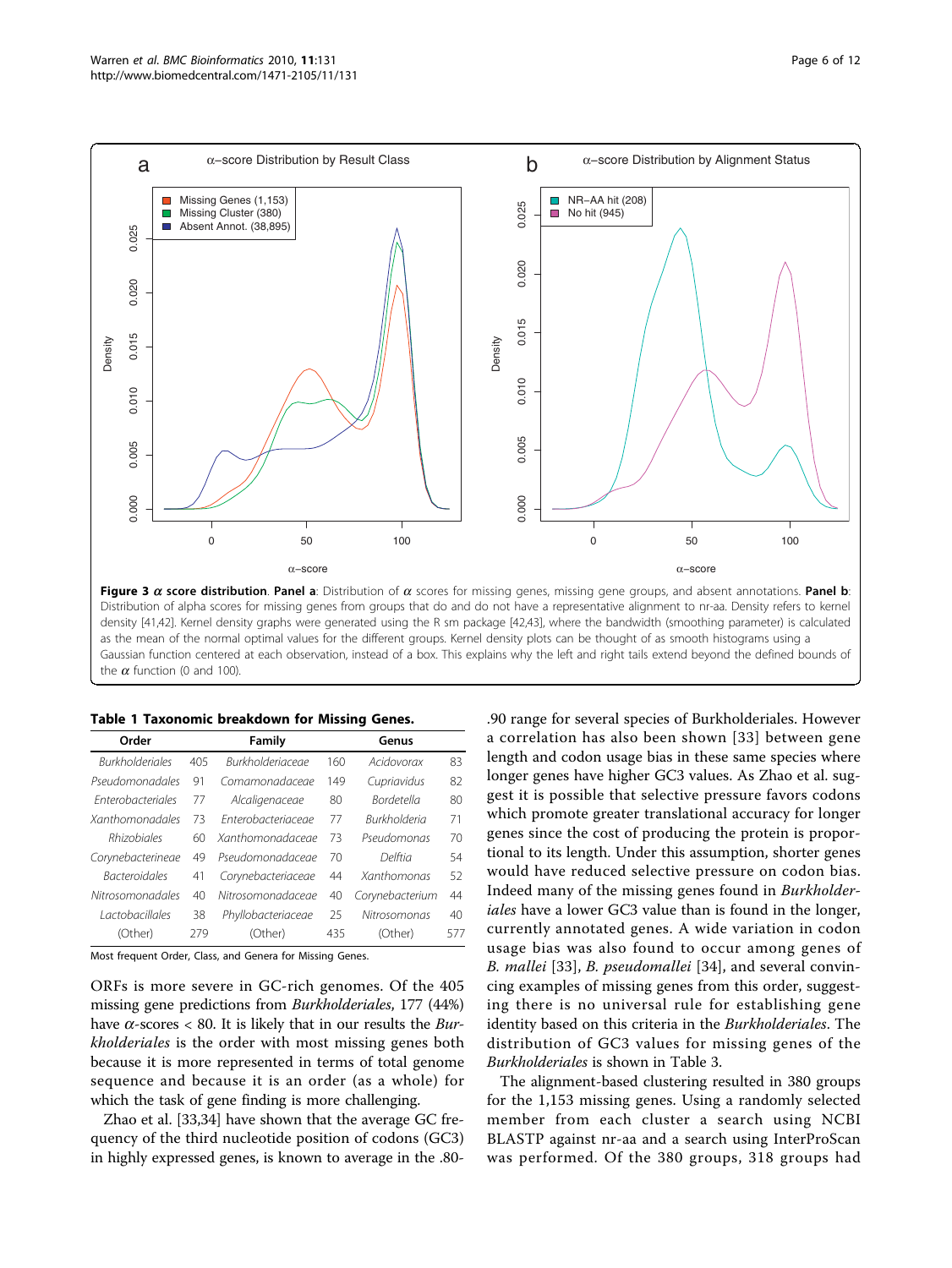a — α–score Distribution by Result Class

Missing Genes (1,153)
Missing Cluster (380)
Absent Annot. (38,895)

Density

0.000
0.005
0.010
0.015
0.020
0.025

0
50
100

α–score

b — α–score Distribution by Alignment Status

NR–AA hit (208)
No hit (945)

Density

0.000
0.005
0.010
0.015
0.020
0.025

0
50
100

α–score

**Figure 3** **$\alpha$ score distribution**. **Panel a**: Distribution of $\alpha$ scores for missing genes, missing gene groups, and absent annotations. **Panel b**: Distribution of alpha scores for missing genes from groups that do and do not have a representative alignment to nr-aa. Density refers to kernel density [41,42]. Kernel density graphs were generated using the R sm package [42,43], where the bandwidth (smoothing parameter) is calculated as the mean of the normal optimal values for the different groups. Kernel density plots can be thought of as smooth histograms using a Gaussian function centered at each observation, instead of a box. This explains why the left and right tails extend beyond the defined bounds of the $\alpha$ function (0 and 100).

**Table 1 Taxonomic breakdown for Missing Genes.**

| Order | | Family | | Genus | |
|---|---|---|---|---|---|
| *Burkholderiales* | 405 | *Burkholderiaceae* | 160 | *Acidovorax* | 83 |
| *Pseudomonadales* | 91 | *Comamonadaceae* | 149 | *Cupriavidus* | 82 |
| *Enterobacteriales* | 77 | *Alcaligenaceae* | 80 | *Bordetella* | 80 |
| *Xanthomonadales* | 73 | *Enterobacteriaceae* | 77 | *Burkholderia* | 71 |
| *Rhizobiales* | 60 | *Xanthomonadaceae* | 73 | *Pseudomonas* | 70 |
| *Corynebacterineae* | 49 | *Pseudomonadaceae* | 70 | *Delftia* | 54 |
| *Bacteroidales* | 41 | *Corynebacteriaceae* | 44 | *Xanthomonas* | 52 |
| *Nitrosomonadales* | 40 | *Nitrosomonadaceae* | 40 | *Corynebacterium* | 44 |
| *Lactobacillales* | 38 | *Phyllobacteriaceae* | 25 | *Nitrosomonas* | 40 |
| (Other) | 279 | (Other) | 435 | (Other) | 577 |

Most frequent Order, Class, and Genera for Missing Genes.

ORFs is more severe in GC-rich genomes. Of the 405 missing gene predictions from *Burkholderiales*, 177 (44%) have $\alpha$-scores < 80. It is likely that in our results the *Burkholderiales* is the order with most missing genes both because it is more represented in terms of total genome sequence and because it is an order (as a whole) for which the task of gene finding is more challenging.

Zhao et al. [33,34] have shown that the average GC frequency of the third nucleotide position of codons (GC3) in highly expressed genes, is known to average in the .80-.90 range for several species of Burkholderiales. However a correlation has also been shown [33] between gene length and codon usage bias in these same species where longer genes have higher GC3 values. As Zhao et al. suggest it is possible that selective pressure favors codons which promote greater translational accuracy for longer genes since the cost of producing the protein is proportional to its length. Under this assumption, shorter genes would have reduced selective pressure on codon bias. Indeed many of the missing genes found in *Burkholderiales* have a lower GC3 value than is found in the longer, currently annotated genes. A wide variation in codon usage bias was also found to occur among genes of *B. mallei* [33], *B. pseudomallei* [34], and several convincing examples of missing genes from this order, suggesting there is no universal rule for establishing gene identity based on this criteria in the *Burkholderiales*. The distribution of GC3 values for missing genes of the *Burkholderiales* is shown in Table 3.

The alignment-based clustering resulted in 380 groups for the 1,153 missing genes. Using a randomly selected member from each cluster a search using NCBI BLASTP against nr-aa and a search using InterProScan was performed. Of the 380 groups, 318 groups had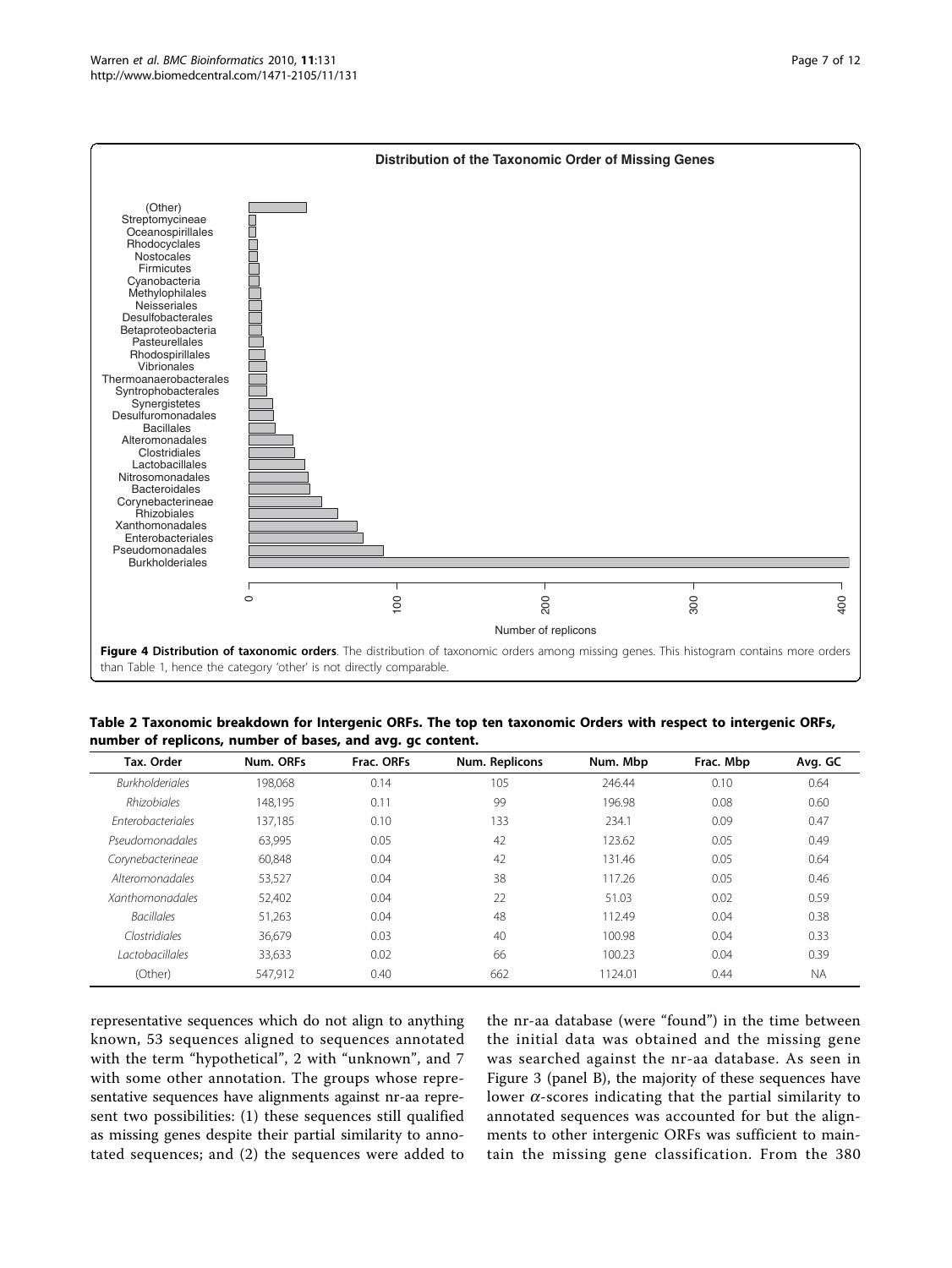Distribution of the Taxonomic Order of Missing Genes

(Other)
Streptomycineae
Oceanospirillales
Rhodocyclales
Nostocales
Firmicutes
Cyanobacteria
Methylophilales
Neisseriales
Desulfobacterales
Betaproteobacteria
Pasteurellales
Rhodospirillales
Vibrionales
Thermoanaerobacterales
Syntrophobacterales
Synergistetes
Desulfuromonadales
Bacillales
Alteromonadales
Clostridiales
Lactobacillales
Nitrosomonadales
Bacteroidales
Corynebacterineae
Rhizobiales
Xanthomonadales
Enterobacteriales
Pseudomonadales
Burkholderiales

0
100
200
300
400

Number of replicons

**Figure 4 Distribution of taxonomic orders**. The distribution of taxonomic orders among missing genes. This histogram contains more orders than Table 1, hence the category 'other' is not directly comparable.

**Table 2 Taxonomic breakdown for Intergenic ORFs. The top ten taxonomic Orders with respect to intergenic ORFs, number of replicons, number of bases, and avg. gc content.**

| Tax. Order | Num. ORFs | Frac. ORFs | Num. Replicons | Num. Mbp | Frac. Mbp | Avg. GC |
|---|---|---|---|---|---|---|
| *Burkholderiales* | 198,068 | 0.14 | 105 | 246.44 | 0.10 | 0.64 |
| *Rhizobiales* | 148,195 | 0.11 | 99 | 196.98 | 0.08 | 0.60 |
| *Enterobacteriales* | 137,185 | 0.10 | 133 | 234.1 | 0.09 | 0.47 |
| *Pseudomonadales* | 63,995 | 0.05 | 42 | 123.62 | 0.05 | 0.49 |
| *Corynebacterineae* | 60,848 | 0.04 | 42 | 131.46 | 0.05 | 0.64 |
| *Alteromonadales* | 53,527 | 0.04 | 38 | 117.26 | 0.05 | 0.46 |
| *Xanthomonadales* | 52,402 | 0.04 | 22 | 51.03 | 0.02 | 0.59 |
| *Bacillales* | 51,263 | 0.04 | 48 | 112.49 | 0.04 | 0.38 |
| *Clostridiales* | 36,679 | 0.03 | 40 | 100.98 | 0.04 | 0.33 |
| *Lactobacillales* | 33,633 | 0.02 | 66 | 100.23 | 0.04 | 0.39 |
| (Other) | 547,912 | 0.40 | 662 | 1124.01 | 0.44 | NA |

representative sequences which do not align to anything known, 53 sequences aligned to sequences annotated with the term "hypothetical", 2 with "unknown", and 7 with some other annotation. The groups whose representative sequences have alignments against nr-aa represent two possibilities: (1) these sequences still qualified as missing genes despite their partial similarity to annotated sequences; and (2) the sequences were added to the nr-aa database (were "found") in the time between the initial data was obtained and the missing gene was searched against the nr-aa database. As seen in Figure 3 (panel B), the majority of these sequences have lower $\alpha$-scores indicating that the partial similarity to annotated sequences was accounted for but the alignments to other intergenic ORFs was sufficient to maintain the missing gene classification. From the 380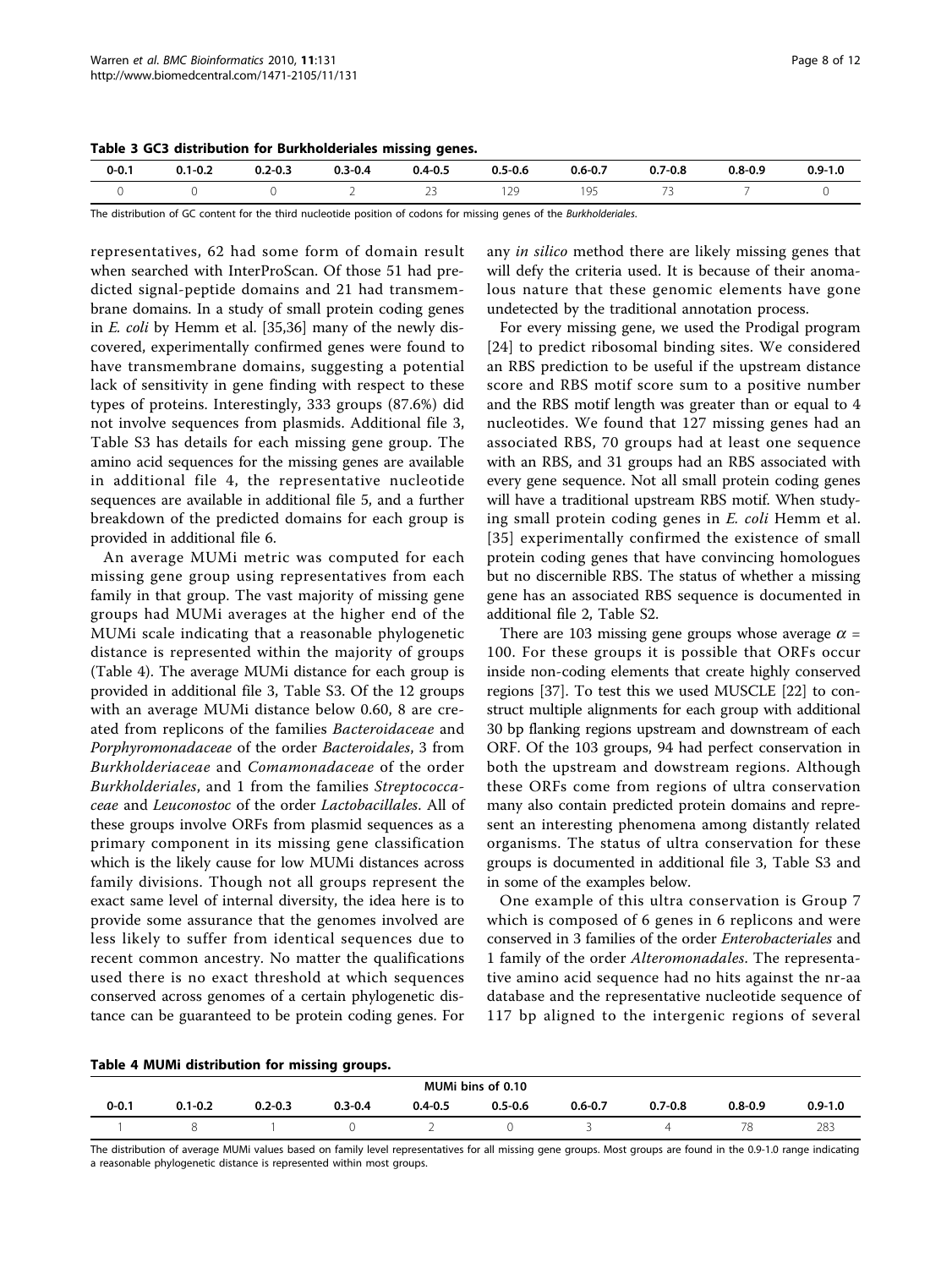**Table 3 GC3 distribution for Burkholderiales missing genes.**

| 0-0.1 | 0.1-0.2 | 0.2-0.3 | 0.3-0.4 | 0.4-0.5 | 0.5-0.6 | 0.6-0.7 | 0.7-0.8 | 0.8-0.9 | 0.9-1.0 |
|---|---|---|---|---|---|---|---|---|---|
| 0 | 0 | 0 | 2 | 23 | 129 | 195 | 73 | 7 | 0 |

The distribution of GC content for the third nucleotide position of codons for missing genes of the *Burkholderiales*.

representatives, 62 had some form of domain result when searched with InterProScan. Of those 51 had predicted signal-peptide domains and 21 had transmembrane domains. In a study of small protein coding genes in *E. coli* by Hemm et al. [35,36] many of the newly discovered, experimentally confirmed genes were found to have transmembrane domains, suggesting a potential lack of sensitivity in gene finding with respect to these types of proteins. Interestingly, 333 groups (87.6%) did not involve sequences from plasmids. Additional file 3, Table S3 has details for each missing gene group. The amino acid sequences for the missing genes are available in additional file 4, the representative nucleotide sequences are available in additional file 5, and a further breakdown of the predicted domains for each group is provided in additional file 6.

An average MUMi metric was computed for each missing gene group using representatives from each family in that group. The vast majority of missing gene groups had MUMi averages at the higher end of the MUMi scale indicating that a reasonable phylogenetic distance is represented within the majority of groups (Table 4). The average MUMi distance for each group is provided in additional file 3, Table S3. Of the 12 groups with an average MUMi distance below 0.60, 8 are created from replicons of the families *Bacteroidaceae* and *Porphyromonadaceae* of the order *Bacteroidales*, 3 from *Burkholderiaceae* and *Comamonadaceae* of the order *Burkholderiales*, and 1 from the families *Streptococcaceae* and *Leuconostoc* of the order *Lactobacillales*. All of these groups involve ORFs from plasmid sequences as a primary component in its missing gene classification which is the likely cause for low MUMi distances across family divisions. Though not all groups represent the exact same level of internal diversity, the idea here is to provide some assurance that the genomes involved are less likely to suffer from identical sequences due to recent common ancestry. No matter the qualifications used there is no exact threshold at which sequences conserved across genomes of a certain phylogenetic distance can be guaranteed to be protein coding genes. For any *in silico* method there are likely missing genes that will defy the criteria used. It is because of their anomalous nature that these genomic elements have gone undetected by the traditional annotation process.

For every missing gene, we used the Prodigal program [24] to predict ribosomal binding sites. We considered an RBS prediction to be useful if the upstream distance score and RBS motif score sum to a positive number and the RBS motif length was greater than or equal to 4 nucleotides. We found that 127 missing genes had an associated RBS, 70 groups had at least one sequence with an RBS, and 31 groups had an RBS associated with every gene sequence. Not all small protein coding genes will have a traditional upstream RBS motif. When studying small protein coding genes in *E. coli* Hemm et al. [35] experimentally confirmed the existence of small protein coding genes that have convincing homologues but no discernible RBS. The status of whether a missing gene has an associated RBS sequence is documented in additional file 2, Table S2.

There are 103 missing gene groups whose average $\alpha$ = 100. For these groups it is possible that ORFs occur inside non-coding elements that create highly conserved regions [37]. To test this we used MUSCLE [22] to construct multiple alignments for each group with additional 30 bp flanking regions upstream and downstream of each ORF. Of the 103 groups, 94 had perfect conservation in both the upstream and dowstream regions. Although these ORFs come from regions of ultra conservation many also contain predicted protein domains and represent an interesting phenomena among distantly related organisms. The status of ultra conservation for these groups is documented in additional file 3, Table S3 and in some of the examples below.

One example of this ultra conservation is Group 7 which is composed of 6 genes in 6 replicons and were conserved in 3 families of the order *Enterobacteriales* and 1 family of the order *Alteromonadales*. The representative amino acid sequence had no hits against the nr-aa database and the representative nucleotide sequence of 117 bp aligned to the intergenic regions of several

**Table 4 MUMi distribution for missing groups.**

| MUMi bins of 0.10 | | | | | | | | | |
|---|---|---|---|---|---|---|---|---|---|
| 0-0.1 | 0.1-0.2 | 0.2-0.3 | 0.3-0.4 | 0.4-0.5 | 0.5-0.6 | 0.6-0.7 | 0.7-0.8 | 0.8-0.9 | 0.9-1.0 |
| 1 | 8 | 1 | 0 | 2 | 0 | 3 | 4 | 78 | 283 |

The distribution of average MUMi values based on family level representatives for all missing gene groups. Most groups are found in the 0.9-1.0 range indicating a reasonable phylogenetic distance is represented within most groups.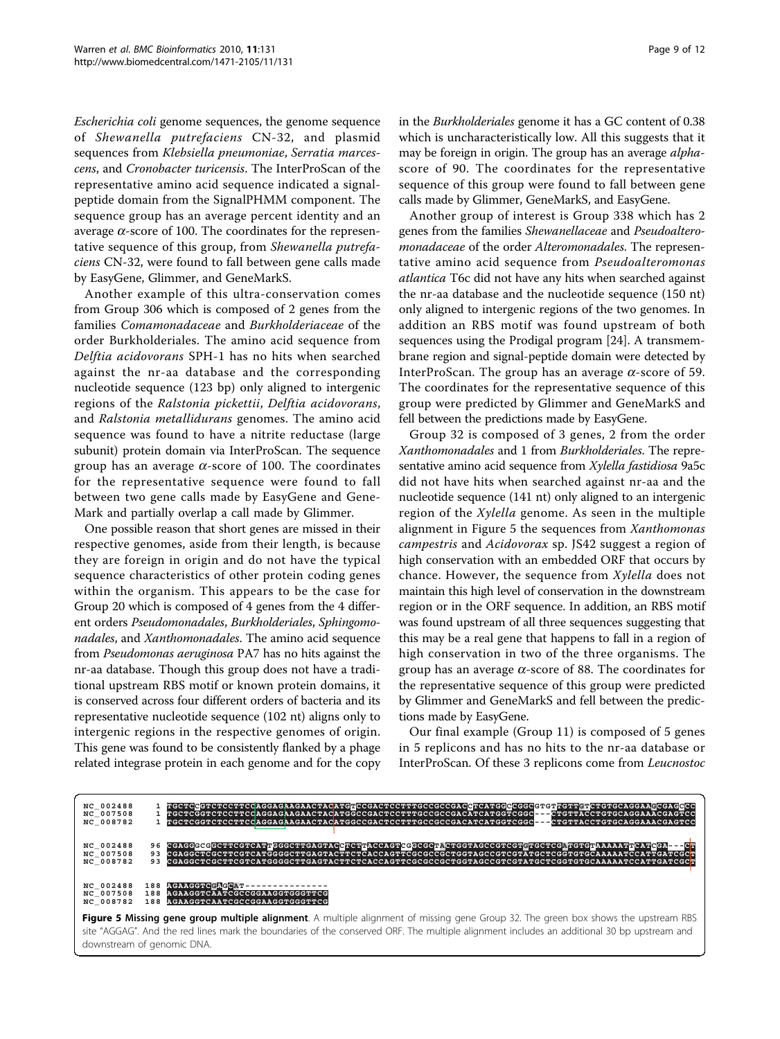*Escherichia coli* genome sequences, the genome sequence of *Shewanella putrefaciens* CN-32, and plasmid sequences from *Klebsiella pneumoniae*, *Serratia marcescens*, and *Cronobacter turicensis*. The InterProScan of the representative amino acid sequence indicated a signal-peptide domain from the SignalPHMM component. The sequence group has an average percent identity and an average $\alpha$-score of 100. The coordinates for the representative sequence of this group, from *Shewanella putrefaciens* CN-32, were found to fall between gene calls made by EasyGene, Glimmer, and GeneMarkS.

Another example of this ultra-conservation comes from Group 306 which is composed of 2 genes from the families *Comamonadaceae* and *Burkholderiaceae* of the order Burkholderiales. The amino acid sequence from *Delftia acidovorans* SPH-1 has no hits when searched against the nr-aa database and the corresponding nucleotide sequence (123 bp) only aligned to intergenic regions of the *Ralstonia pickettii*, *Delftia acidovorans*, and *Ralstonia metallidurans* genomes. The amino acid sequence was found to have a nitrite reductase (large subunit) protein domain via InterProScan. The sequence group has an average $\alpha$-score of 100. The coordinates for the representative sequence were found to fall between two gene calls made by EasyGene and GeneMark and partially overlap a call made by Glimmer.

One possible reason that short genes are missed in their respective genomes, aside from their length, is because they are foreign in origin and do not have the typical sequence characteristics of other protein coding genes within the organism. This appears to be the case for Group 20 which is composed of 4 genes from the 4 different orders *Pseudomonadales*, *Burkholderiales*, *Sphingomonadales*, and *Xanthomonadales*. The amino acid sequence from *Pseudomonas aeruginosa* PA7 has no hits against the nr-aa database. Though this group does not have a traditional upstream RBS motif or known protein domains, it is conserved across four different orders of bacteria and its representative nucleotide sequence (102 nt) aligns only to intergenic regions in the respective genomes of origin. This gene was found to be consistently flanked by a phage related integrase protein in each genome and for the copy in the *Burkholderiales* genome it has a GC content of 0.38 which is uncharacteristically low. All this suggests that it may be foreign in origin. The group has an average *alpha*-score of 90. The coordinates for the representative sequence of this group were found to fall between gene calls made by Glimmer, GeneMarkS, and EasyGene.

Another group of interest is Group 338 which has 2 genes from the families *Shewanellaceae* and *Pseudoalteromonadaceae* of the order *Alteromonadales*. The representative amino acid sequence from *Pseudoalteromonas atlantica* T6c did not have any hits when searched against the nr-aa database and the nucleotide sequence (150 nt) only aligned to intergenic regions of the two genomes. In addition an RBS motif was found upstream of both sequences using the Prodigal program [24]. A transmembrane region and signal-peptide domain were detected by InterProScan. The group has an average $\alpha$-score of 59. The coordinates for the representative sequence of this group were predicted by Glimmer and GeneMarkS and fell between the predictions made by EasyGene.

Group 32 is composed of 3 genes, 2 from the order *Xanthomonadales* and 1 from *Burkholderiales*. The representative amino acid sequence from *Xylella fastidiosa* 9a5c did not have hits when searched against nr-aa and the nucleotide sequence (141 nt) only aligned to an intergenic region of the *Xylella* genome. As seen in the multiple alignment in Figure 5 the sequences from *Xanthomonas campestris* and *Acidovorax* sp. JS42 suggest a region of high conservation with an embedded ORF that occurs by chance. However, the sequence from *Xylella* does not maintain this high level of conservation in the downstream region or in the ORF sequence. In addition, an RBS motif was found upstream of all three sequences suggesting that this may be a real gene that happens to fall in a region of high conservation in two of the three organisms. The group has an average $\alpha$-score of 88. The coordinates for the representative sequence of this group were predicted by Glimmer and GeneMarkS and fell between the predictions made by EasyGene.

Our final example (Group 11) is composed of 5 genes in 5 replicons and has no hits to the nr-aa database or InterProScan. Of these 3 replicons come from *Leucnostoc*

```
NC_002488    1  TGCTCCGTCTCCTTCCAGGAGAAGAACTACATGTCCGACTCCTTTGCCGCCGACGTCATGGCCGGCGTGTTGTTGTCTGTGCAGGAAGCGAGCCC
NC_007508    1  TGCTCGGTCTCCTTCCAGGAGAAGAACTACATGGCCGACTCCTTTGCCGCCGACATCATGGTCGGC---CTGTTACCTGTGCAGGAAACGAGTCC
NC_008782    1  TGCTCGGTCTCCTTCCAGGAGAAGAACTACATGGCCGACTCCTTTGCCGCCGACATCATGGTCGGC---CTGTTACCTGTGCAGGAAACGAGTCC

NC_002488   96  CGAGGGCGGCTTCGTCATTGGGCTTGAGTACCTCTTACCAGTCGGCGCTACTGGTAGCCGTCGTCGTGCTCGATGTGTAAAAATTCATCGA---CT
NC_007508   93  CGAGGCTCGCTTCGTCATGGGGCTTGAGTACTTCTCACCAGTTCGCGCCGCTGGTAGCCGTCGTATGCTCGGTGTGCAAAAATCCATTGATCGCT
NC_008782   93  CGAGGCTCGCTTCGTCATGGGGCTTGAGTACTTCTCACCAGTTCGCGCCGCTGGTAGCCGTCGTATGCTCGGTGTGCAAAAATCCATTGATCGCT

NC_002488  188  AGAAGGTCGAGCAT---------------
NC_007508  188  AGAAGGTCAATCGCCGGAAGGTGGGTTCG
NC_008782  188  AGAAGGTCAATCGCCGGAAGGTGGGTTCG
```

**Figure 5 Missing gene group multiple alignment**. A multiple alignment of missing gene Group 32. The green box shows the upstream RBS site "AGGAG". And the red lines mark the boundaries of the conserved ORF. The multiple alignment includes an additional 30 bp upstream and downstream of genomic DNA.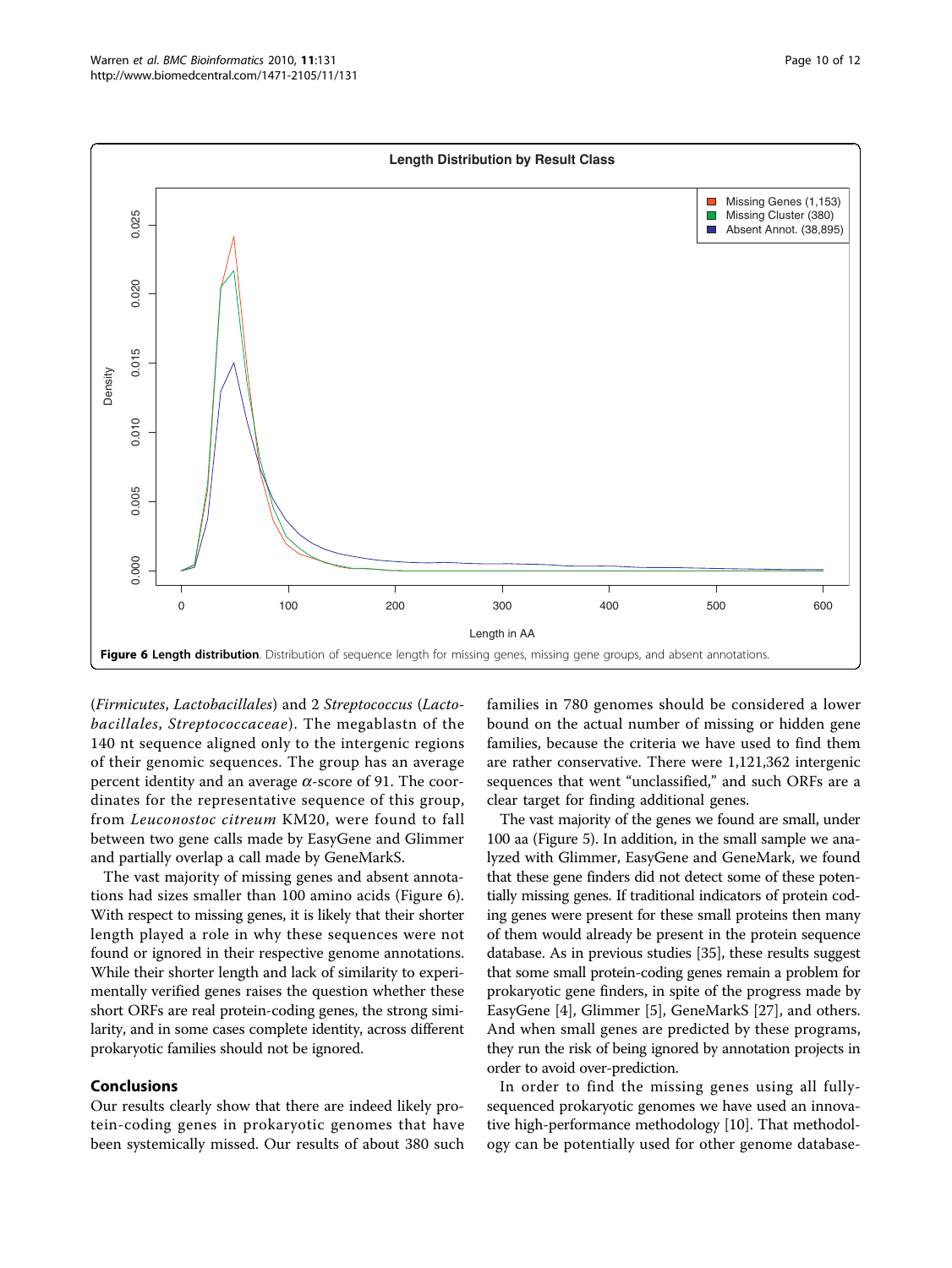Length Distribution by Result Class

Missing Genes (1,153)
Missing Cluster (380)
Absent Annot. (38,895)

Density

0.000
0.005
0.010
0.015
0.020
0.025

0
100
200
300
400
500
600

Length in AA

**Figure 6 Length distribution**. Distribution of sequence length for missing genes, missing gene groups, and absent annotations.

(*Firmicutes*, *Lactobacillales*) and 2 *Streptococcus* (*Lactobacillales*, *Streptococcaceae*). The megablastn of the 140 nt sequence aligned only to the intergenic regions of their genomic sequences. The group has an average percent identity and an average $\alpha$-score of 91. The coordinates for the representative sequence of this group, from *Leuconostoc citreum* KM20, were found to fall between two gene calls made by EasyGene and Glimmer and partially overlap a call made by GeneMarkS.

The vast majority of missing genes and absent annotations had sizes smaller than 100 amino acids (Figure 6). With respect to missing genes, it is likely that their shorter length played a role in why these sequences were not found or ignored in their respective genome annotations. While their shorter length and lack of similarity to experimentally verified genes raises the question whether these short ORFs are real protein-coding genes, the strong similarity, and in some cases complete identity, across different prokaryotic families should not be ignored.

## Conclusions

Our results clearly show that there are indeed likely protein-coding genes in prokaryotic genomes that have been systemically missed. Our results of about 380 such families in 780 genomes should be considered a lower bound on the actual number of missing or hidden gene families, because the criteria we have used to find them are rather conservative. There were 1,121,362 intergenic sequences that went "unclassified," and such ORFs are a clear target for finding additional genes.

The vast majority of the genes we found are small, under 100 aa (Figure 5). In addition, in the small sample we analyzed with Glimmer, EasyGene and GeneMark, we found that these gene finders did not detect some of these potentially missing genes. If traditional indicators of protein coding genes were present for these small proteins then many of them would already be present in the protein sequence database. As in previous studies [35], these results suggest that some small protein-coding genes remain a problem for prokaryotic gene finders, in spite of the progress made by EasyGene [4], Glimmer [5], GeneMarkS [27], and others. And when small genes are predicted by these programs, they run the risk of being ignored by annotation projects in order to avoid over-prediction.

In order to find the missing genes using all fully-sequenced prokaryotic genomes we have used an innovative high-performance methodology [10]. That methodology can be potentially used for other genome database-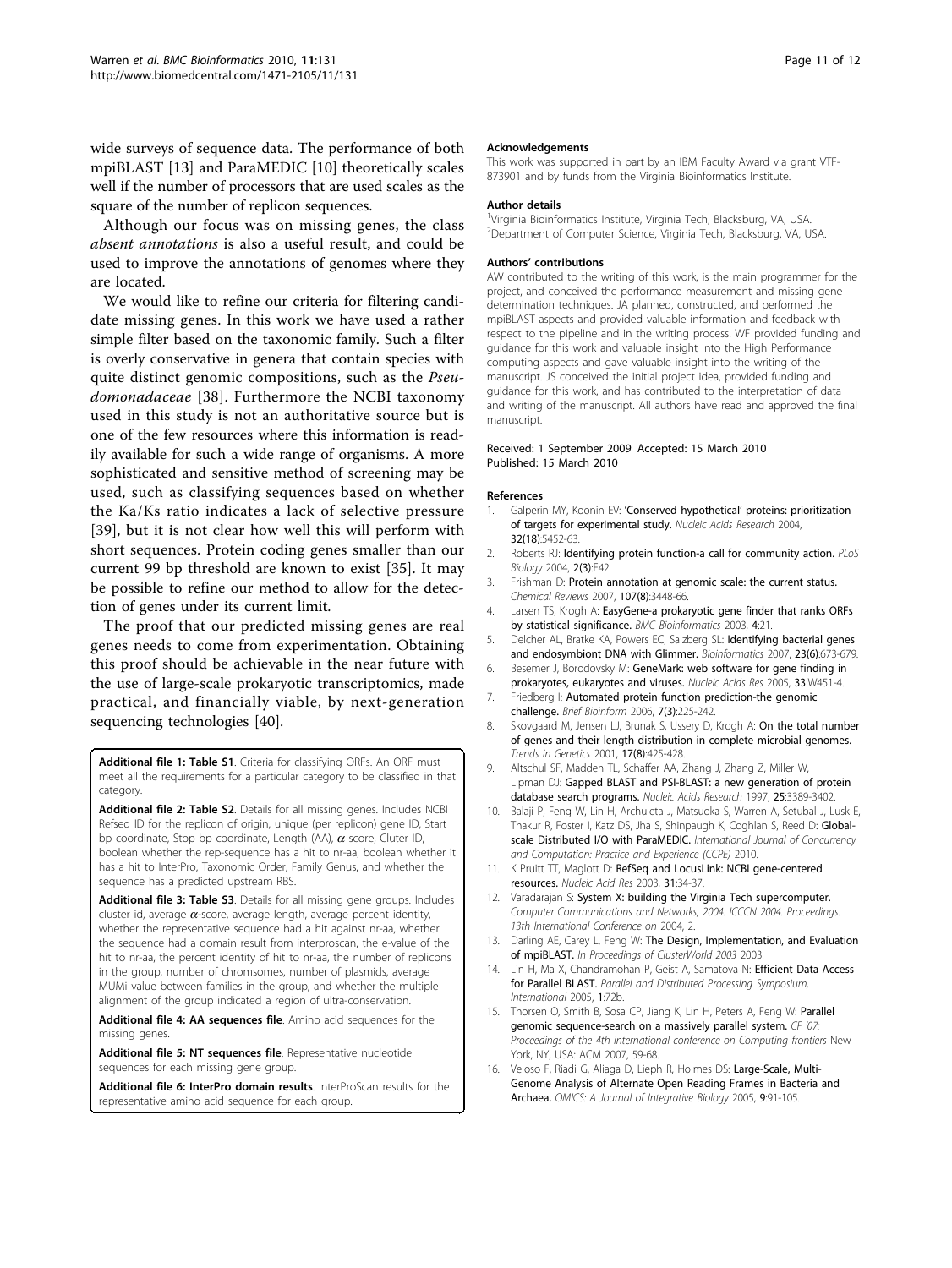wide surveys of sequence data. The performance of both mpiBLAST [13] and ParaMEDIC [10] theoretically scales well if the number of processors that are used scales as the square of the number of replicon sequences.

Although our focus was on missing genes, the class *absent annotations* is also a useful result, and could be used to improve the annotations of genomes where they are located.

We would like to refine our criteria for filtering candidate missing genes. In this work we have used a rather simple filter based on the taxonomic family. Such a filter is overly conservative in genera that contain species with quite distinct genomic compositions, such as the *Pseudomonadaceae* [38]. Furthermore the NCBI taxonomy used in this study is not an authoritative source but is one of the few resources where this information is readily available for such a wide range of organisms. A more sophisticated and sensitive method of screening may be used, such as classifying sequences based on whether the Ka/Ks ratio indicates a lack of selective pressure [39], but it is not clear how well this will perform with short sequences. Protein coding genes smaller than our current 99 bp threshold are known to exist [35]. It may be possible to refine our method to allow for the detection of genes under its current limit.

The proof that our predicted missing genes are real genes needs to come from experimentation. Obtaining this proof should be achievable in the near future with the use of large-scale prokaryotic transcriptomics, made practical, and financially viable, by next-generation sequencing technologies [40].

**Additional file 1: Table S1**. Criteria for classifying ORFs. An ORF must meet all the requirements for a particular category to be classified in that category.

**Additional file 2: Table S2**. Details for all missing genes. Includes NCBI Refseq ID for the replicon of origin, unique (per replicon) gene ID, Start bp coordinate, Stop bp coordinate, Length (AA), $\alpha$ score, Cluter ID, boolean whether the rep-sequence has a hit to nr-aa, boolean whether it has a hit to InterPro, Taxonomic Order, Family Genus, and whether the sequence has a predicted upstream RBS.

**Additional file 3: Table S3**. Details for all missing gene groups. Includes cluster id, average $\alpha$-score, average length, average percent identity, whether the representative sequence had a hit against nr-aa, whether the sequence had a domain result from interproscan, the e-value of the hit to nr-aa, the percent identity of hit to nr-aa, the number of replicons in the group, number of chromsomes, number of plasmids, average MUMi value between families in the group, and whether the multiple alignment of the group indicated a region of ultra-conservation.

**Additional file 4: AA sequences file**. Amino acid sequences for the missing genes.

**Additional file 5: NT sequences file**. Representative nucleotide sequences for each missing gene group.

**Additional file 6: InterPro domain results**. InterProScan results for the representative amino acid sequence for each group.

#### Acknowledgements

This work was supported in part by an IBM Faculty Award via grant VTF-873901 and by funds from the Virginia Bioinformatics Institute.

#### Author details

[1]Virginia Bioinformatics Institute, Virginia Tech, Blacksburg, VA, USA. [2]Department of Computer Science, Virginia Tech, Blacksburg, VA, USA.

#### Authors' contributions

AW contributed to the writing of this work, is the main programmer for the project, and conceived the performance measurement and missing gene determination techniques. JA planned, constructed, and performed the mpiBLAST aspects and provided valuable information and feedback with respect to the pipeline and in the writing process. WF provided funding and guidance for this work and valuable insight into the High Performance computing aspects and gave valuable insight into the writing of the manuscript. JS conceived the initial project idea, provided funding and guidance for this work, and has contributed to the interpretation of data and writing of the manuscript. All authors have read and approved the final manuscript.

Received: 1 September 2009 Accepted: 15 March 2010
Published: 15 March 2010

#### References

1. Galperin MY, Koonin EV: **'Conserved hypothetical' proteins: prioritization of targets for experimental study.** *Nucleic Acids Research* 2004, **32(18)**:5452-63.
2. Roberts RJ: **Identifying protein function-a call for community action.** *PLoS Biology* 2004, **2(3)**:E42.
3. Frishman D: **Protein annotation at genomic scale: the current status.** *Chemical Reviews* 2007, **107(8)**:3448-66.
4. Larsen TS, Krogh A: **EasyGene-a prokaryotic gene finder that ranks ORFs by statistical significance.** *BMC Bioinformatics* 2003, **4**:21.
5. Delcher AL, Bratke KA, Powers EC, Salzberg SL: **Identifying bacterial genes and endosymbiont DNA with Glimmer.** *Bioinformatics* 2007, **23(6)**:673-679.
6. Besemer J, Borodovsky M: **GeneMark: web software for gene finding in prokaryotes, eukaryotes and viruses.** *Nucleic Acids Res* 2005, **33**:W451-4.
7. Friedberg I: **Automated protein function prediction-the genomic challenge.** *Brief Bioinform* 2006, **7(3)**:225-242.
8. Skovgaard M, Jensen LJ, Brunak S, Ussery D, Krogh A: **On the total number of genes and their length distribution in complete microbial genomes.** *Trends in Genetics* 2001, **17(8)**:425-428.
9. Altschul SF, Madden TL, Schaffer AA, Zhang J, Zhang Z, Miller W, Lipman DJ: **Gapped BLAST and PSI-BLAST: a new generation of protein database search programs.** *Nucleic Acids Research* 1997, **25**:3389-3402.
10. Balaji P, Feng W, Lin H, Archuleta J, Matsuoka S, Warren A, Setubal J, Lusk E, Thakur R, Foster I, Katz DS, Jha S, Shinpaugh K, Coghlan S, Reed D: **Global-scale Distributed I/O with ParaMEDIC.** *International Journal of Concurrency and Computation: Practice and Experience (CCPE)* 2010.
11. K Pruitt TT, Maglott D: **RefSeq and LocusLink: NCBI gene-centered resources.** *Nucleic Acid Res* 2003, **31**:34-37.
12. Varadarajan S: **System X: building the Virginia Tech supercomputer.** *Computer Communications and Networks, 2004. ICCCN 2004. Proceedings. 13th International Conference on* 2004, 2.
13. Darling AE, Carey L, Feng W: **The Design, Implementation, and Evaluation of mpiBLAST.** *In Proceedings of ClusterWorld 2003* 2003.
14. Lin H, Ma X, Chandramohan P, Geist A, Samatova N: **Efficient Data Access for Parallel BLAST.** *Parallel and Distributed Processing Symposium, International* 2005, **1**:72b.
15. Thorsen O, Smith B, Sosa CP, Jiang K, Lin H, Peters A, Feng W: **Parallel genomic sequence-search on a massively parallel system.** *CF '07: Proceedings of the 4th international conference on Computing frontiers* New York, NY, USA: ACM 2007, 59-68.
16. Veloso F, Riadi G, Aliaga D, Lieph R, Holmes DS: **Large-Scale, Multi-Genome Analysis of Alternate Open Reading Frames in Bacteria and Archaea.** *OMICS: A Journal of Integrative Biology* 2005, **9**:91-105.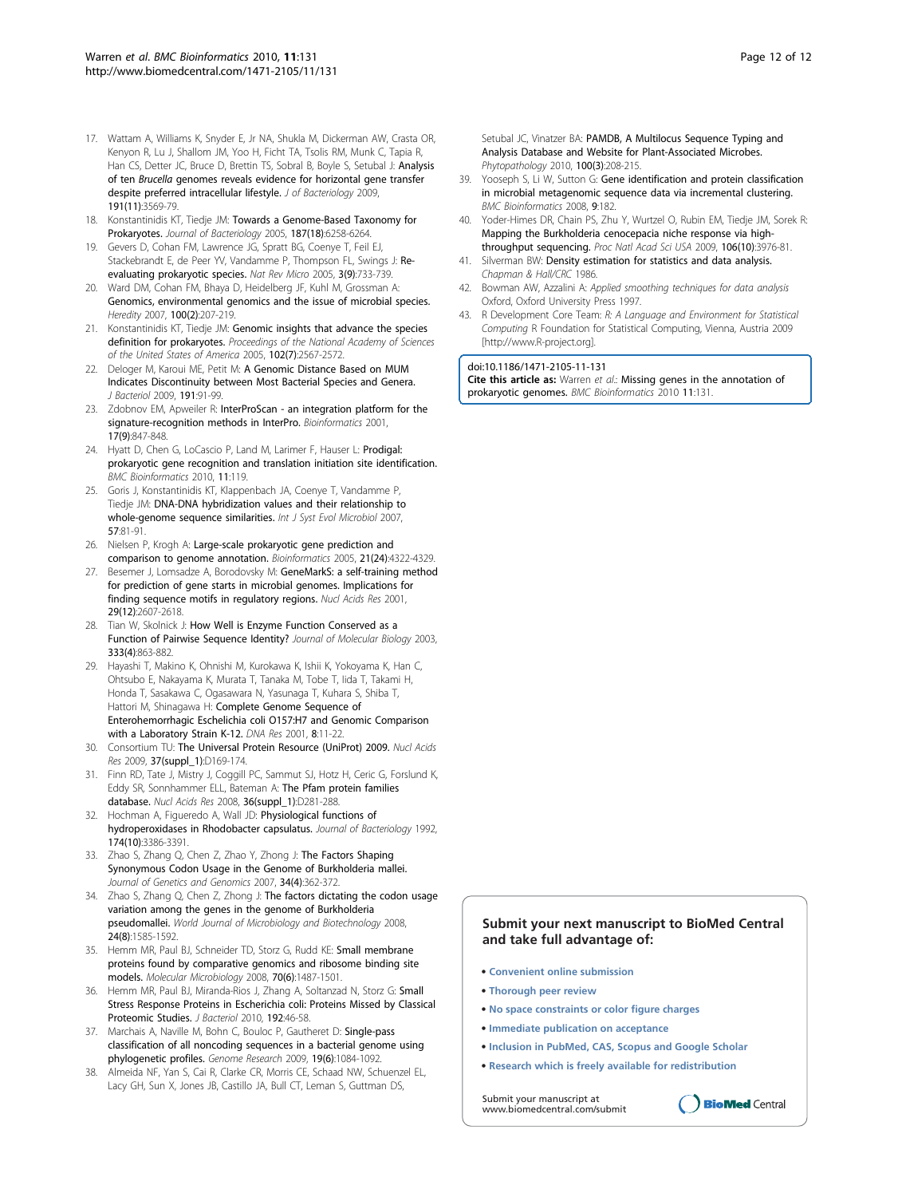17. Wattam A, Williams K, Snyder E, Jr NA, Shukla M, Dickerman AW, Crasta OR, Kenyon R, Lu J, Shallom JM, Yoo H, Ficht TA, Tsolis RM, Munk C, Tapia R, Han CS, Detter JC, Bruce D, Brettin TS, Sobral B, Boyle S, Setubal J: **Analysis of ten *Brucella* genomes reveals evidence for horizontal gene transfer despite preferred intracellular lifestyle.** *J of Bacteriology* 2009, **191(11)**:3569-79.
18. Konstantinidis KT, Tiedje JM: **Towards a Genome-Based Taxonomy for Prokaryotes.** *Journal of Bacteriology* 2005, **187(18)**:6258-6264.
19. Gevers D, Cohan FM, Lawrence JG, Spratt BG, Coenye T, Feil EJ, Stackebrandt E, de Peer YV, Vandamme P, Thompson FL, Swings J: **Re-evaluating prokaryotic species.** *Nat Rev Micro* 2005, **3(9)**:733-739.
20. Ward DM, Cohan FM, Bhaya D, Heidelberg JF, Kuhl M, Grossman A: **Genomics, environmental genomics and the issue of microbial species.** *Heredity* 2007, **100(2)**:207-219.
21. Konstantinidis KT, Tiedje JM: **Genomic insights that advance the species definition for prokaryotes.** *Proceedings of the National Academy of Sciences of the United States of America* 2005, **102(7)**:2567-2572.
22. Deloger M, Karoui ME, Petit M: **A Genomic Distance Based on MUM Indicates Discontinuity between Most Bacterial Species and Genera.** *J Bacteriol* 2009, **191**:91-99.
23. Zdobnov EM, Apweiler R: **InterProScan - an integration platform for the signature-recognition methods in InterPro.** *Bioinformatics* 2001, **17(9)**:847-848.
24. Hyatt D, Chen G, LoCascio P, Land M, Larimer F, Hauser L: **Prodigal: prokaryotic gene recognition and translation initiation site identification.** *BMC Bioinformatics* 2010, **11**:119.
25. Goris J, Konstantinidis KT, Klappenbach JA, Coenye T, Vandamme P, Tiedje JM: **DNA-DNA hybridization values and their relationship to whole-genome sequence similarities.** *Int J Syst Evol Microbiol* 2007, **57**:81-91.
26. Nielsen P, Krogh A: **Large-scale prokaryotic gene prediction and comparison to genome annotation.** *Bioinformatics* 2005, **21(24)**:4322-4329.
27. Besemer J, Lomsadze A, Borodovsky M: **GeneMarkS: a self-training method for prediction of gene starts in microbial genomes. Implications for finding sequence motifs in regulatory regions.** *Nucl Acids Res* 2001, **29(12)**:2607-2618.
28. Tian W, Skolnick J: **How Well is Enzyme Function Conserved as a Function of Pairwise Sequence Identity?** *Journal of Molecular Biology* 2003, **333(4)**:863-882.
29. Hayashi T, Makino K, Ohnishi M, Kurokawa K, Ishii K, Yokoyama K, Han C, Ohtsubo E, Nakayama K, Murata T, Tanaka M, Tobe T, Iida T, Takami H, Honda T, Sasakawa C, Ogasawara N, Yasunaga T, Kuhara S, Shiba T, Hattori M, Shinagawa H: **Complete Genome Sequence of Enterohemorrhagic Eschelichia coli O157:H7 and Genomic Comparison with a Laboratory Strain K-12.** *DNA Res* 2001, **8**:11-22.
30. Consortium TU: **The Universal Protein Resource (UniProt) 2009.** *Nucl Acids Res* 2009, **37(suppl_1)**:D169-174.
31. Finn RD, Tate J, Mistry J, Coggill PC, Sammut SJ, Hotz H, Ceric G, Forslund K, Eddy SR, Sonnhammer ELL, Bateman A: **The Pfam protein families database.** *Nucl Acids Res* 2008, **36(suppl_1)**:D281-288.
32. Hochman A, Figueredo A, Wall JD: **Physiological functions of hydroperoxidases in Rhodobacter capsulatus.** *Journal of Bacteriology* 1992, **174(10)**:3386-3391.
33. Zhao S, Zhang Q, Chen Z, Zhao Y, Zhong J: **The Factors Shaping Synonymous Codon Usage in the Genome of Burkholderia mallei.** *Journal of Genetics and Genomics* 2007, **34(4)**:362-372.
34. Zhao S, Zhang Q, Chen Z, Zhong J: **The factors dictating the codon usage variation among the genes in the genome of Burkholderia pseudomallei.** *World Journal of Microbiology and Biotechnology* 2008, **24(8)**:1585-1592.
35. Hemm MR, Paul BJ, Schneider TD, Storz G, Rudd KE: **Small membrane proteins found by comparative genomics and ribosome binding site models.** *Molecular Microbiology* 2008, **70(6)**:1487-1501.
36. Hemm MR, Paul BJ, Miranda-Rios J, Zhang A, Soltanzad N, Storz G: **Small Stress Response Proteins in Escherichia coli: Proteins Missed by Classical Proteomic Studies.** *J Bacteriol* 2010, **192**:46-58.
37. Marchais A, Naville M, Bohn C, Bouloc P, Gautheret D: **Single-pass classification of all noncoding sequences in a bacterial genome using phylogenetic profiles.** *Genome Research* 2009, **19(6)**:1084-1092.
38. Almeida NF, Yan S, Cai R, Clarke CR, Morris CE, Schaad NW, Schuenzel EL, Lacy GH, Sun X, Jones JB, Castillo JA, Bull CT, Leman S, Guttman DS, Setubal JC, Vinatzer BA: **PAMDB, A Multilocus Sequence Typing and Analysis Database and Website for Plant-Associated Microbes.** *Phytopathology* 2010, **100(3)**:208-215.
39. Yooseph S, Li W, Sutton G: **Gene identification and protein classification in microbial metagenomic sequence data via incremental clustering.** *BMC Bioinformatics* 2008, **9**:182.
40. Yoder-Himes DR, Chain PS, Zhu Y, Wurtzel O, Rubin EM, Tiedje JM, Sorek R: **Mapping the Burkholderia cenocepacia niche response via high-throughput sequencing.** *Proc Natl Acad Sci USA* 2009, **106(10)**:3976-81.
41. Silverman BW: **Density estimation for statistics and data analysis.** *Chapman & Hall/CRC* 1986.
42. Bowman AW, Azzalini A: *Applied smoothing techniques for data analysis* Oxford, Oxford University Press 1997.
43. R Development Core Team: *R: A Language and Environment for Statistical Computing* R Foundation for Statistical Computing, Vienna, Austria 2009 [http://www.R-project.org].

doi:10.1186/1471-2105-11-131

**Cite this article as:** Warren *et al.*: Missing genes in the annotation of prokaryotic genomes. *BMC Bioinformatics* 2010 **11**:131.

**Submit your next manuscript to BioMed Central and take full advantage of:**

- **Convenient online submission**
- **Thorough peer review**
- **No space constraints or color figure charges**
- **Immediate publication on acceptance**
- **Inclusion in PubMed, CAS, Scopus and Google Scholar**
- **Research which is freely available for redistribution**

Submit your manuscript at www.biomedcentral.com/submit

BioMed Central